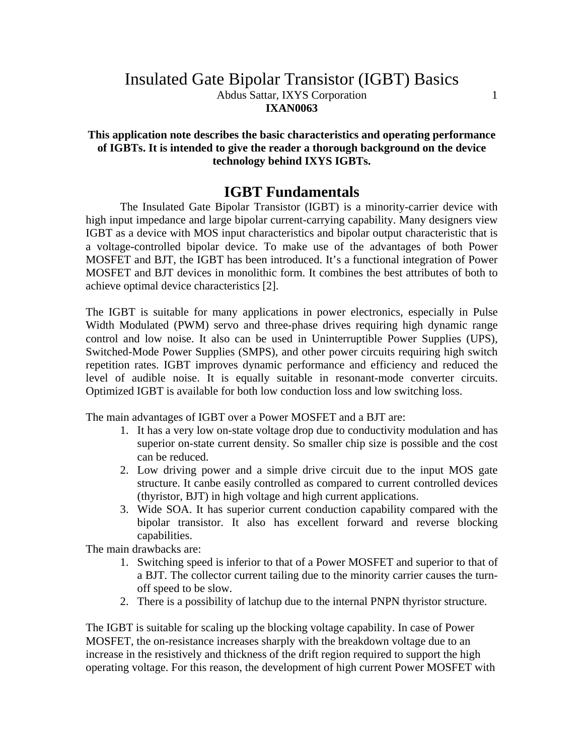# Insulated Gate Bipolar Transistor (IGBT) Basics

Abdus Sattar, IXYS Corporation

**IXAN0063**

**This application note describes the basic characteristics and operating performance of IGBTs. It is intended to give the reader a thorough background on the device technology behind IXYS IGBTs.**

## IGBT Fundamentals

The Insulated Gate Bipolar Transistor (IGBT) is a minority-carrier device with high input impedance and large bipolar current-carrying capability. Many designers view IGBT as a device with MOS input characteristics and bipolar output characteristic that is a voltage-controlled bipolar device. To make use of the advantages of both Power MOSFET and BJT, the IGBT has been introduced. It's a functional integration of Power MOSFET and BJT devices in monolithic form. It combines the best attributes of both to achieve optimal device characteristics [2].

The IGBT is suitable for many applications in power electronics, especially in Pulse Width Modulated (PWM) servo and three-phase drives requiring high dynamic range control and low noise. It also can be used in Uninterruptible Power Supplies (UPS), Switched-Mode Power Supplies (SMPS), and other power circuits requiring high switch repetition rates. IGBT improves dynamic performance and efficiency and reduced the level of audible noise. It is equally suitable in resonant-mode converter circuits. Optimized IGBT is available for both low conduction loss and low switching loss.

The main advantages of IGBT over a Power MOSFET and a BJT are:

1. It has a very low on-state voltage drop due to conductivity modulation and has superior on-state current density. So smaller chip size is possible and the cost can be reduced.
2. Low driving power and a simple drive circuit due to the input MOS gate structure. It canbe easily controlled as compared to current controlled devices (thyristor, BJT) in high voltage and high current applications.
3. Wide SOA. It has superior current conduction capability compared with the bipolar transistor. It also has excellent forward and reverse blocking capabilities.

The main drawbacks are:

1. Switching speed is inferior to that of a Power MOSFET and superior to that of a BJT. The collector current tailing due to the minority carrier causes the turn-off speed to be slow.
2. There is a possibility of latchup due to the internal PNPN thyristor structure.

The IGBT is suitable for scaling up the blocking voltage capability. In case of Power MOSFET, the on-resistance increases sharply with the breakdown voltage due to an increase in the resistively and thickness of the drift region required to support the high operating voltage. For this reason, the development of high current Power MOSFET with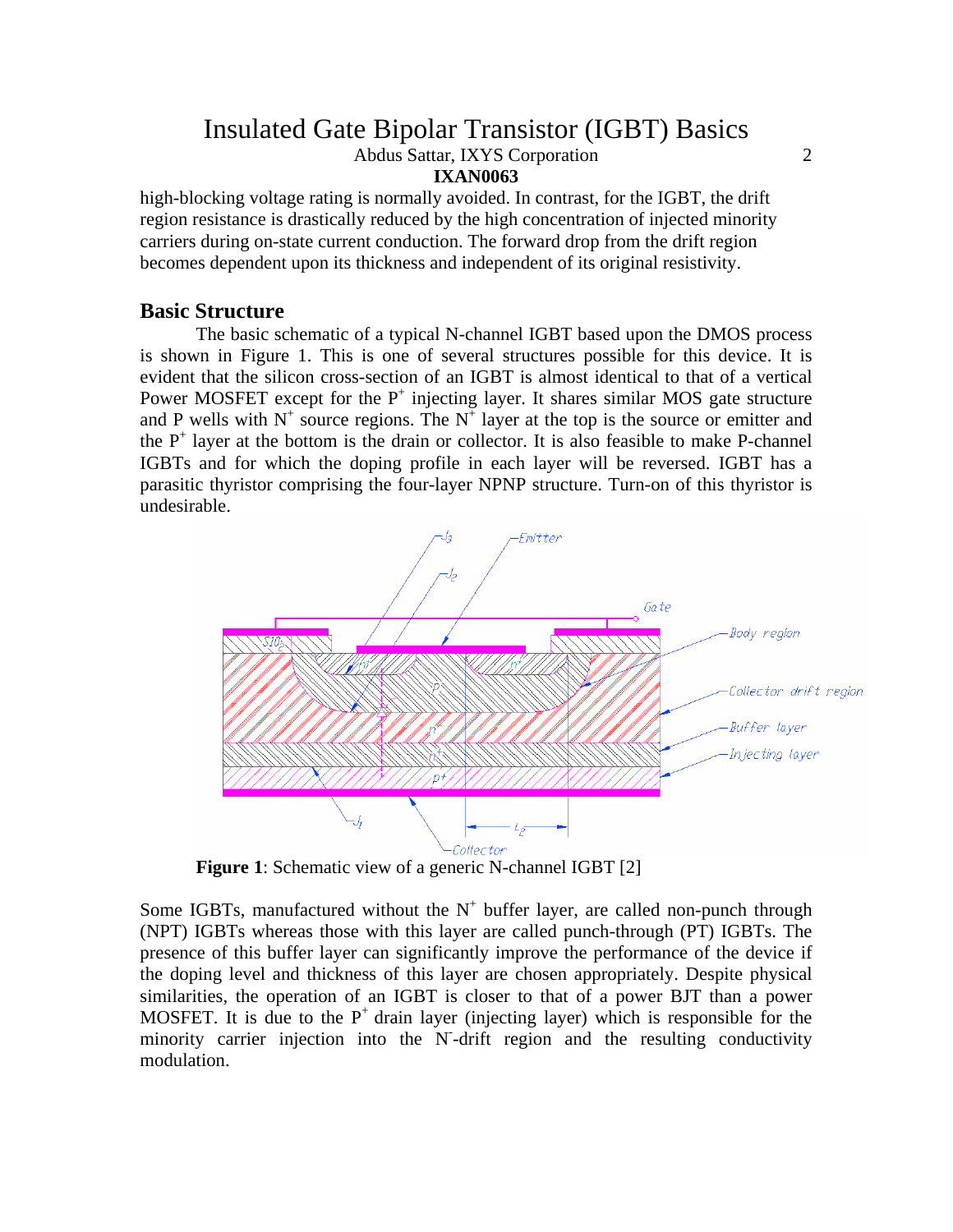high-blocking voltage rating is normally avoided. In contrast, for the IGBT, the drift region resistance is drastically reduced by the high concentration of injected minority carriers during on-state current conduction. The forward drop from the drift region becomes dependent upon its thickness and independent of its original resistivity.

## Basic Structure

The basic schematic of a typical N-channel IGBT based upon the DMOS process is shown in Figure 1. This is one of several structures possible for this device. It is evident that the silicon cross-section of an IGBT is almost identical to that of a vertical Power MOSFET except for the $P^+$ injecting layer. It shares similar MOS gate structure and P wells with $N^+$ source regions. The $N^+$ layer at the top is the source or emitter and the $P^+$ layer at the bottom is the drain or collector. It is also feasible to make P-channel IGBTs and for which the doping profile in each layer will be reversed. IGBT has a parasitic thyristor comprising the four-layer NPNP structure. Turn-on of this thyristor is undesirable.

**Figure 1**: Schematic view of a generic N-channel IGBT [2]

Some IGBTs, manufactured without the $N^+$ buffer layer, are called non-punch through (NPT) IGBTs whereas those with this layer are called punch-through (PT) IGBTs. The presence of this buffer layer can significantly improve the performance of the device if the doping level and thickness of this layer are chosen appropriately. Despite physical similarities, the operation of an IGBT is closer to that of a power BJT than a power MOSFET. It is due to the $P^+$ drain layer (injecting layer) which is responsible for the minority carrier injection into the $N^-$-drift region and the resulting conductivity modulation.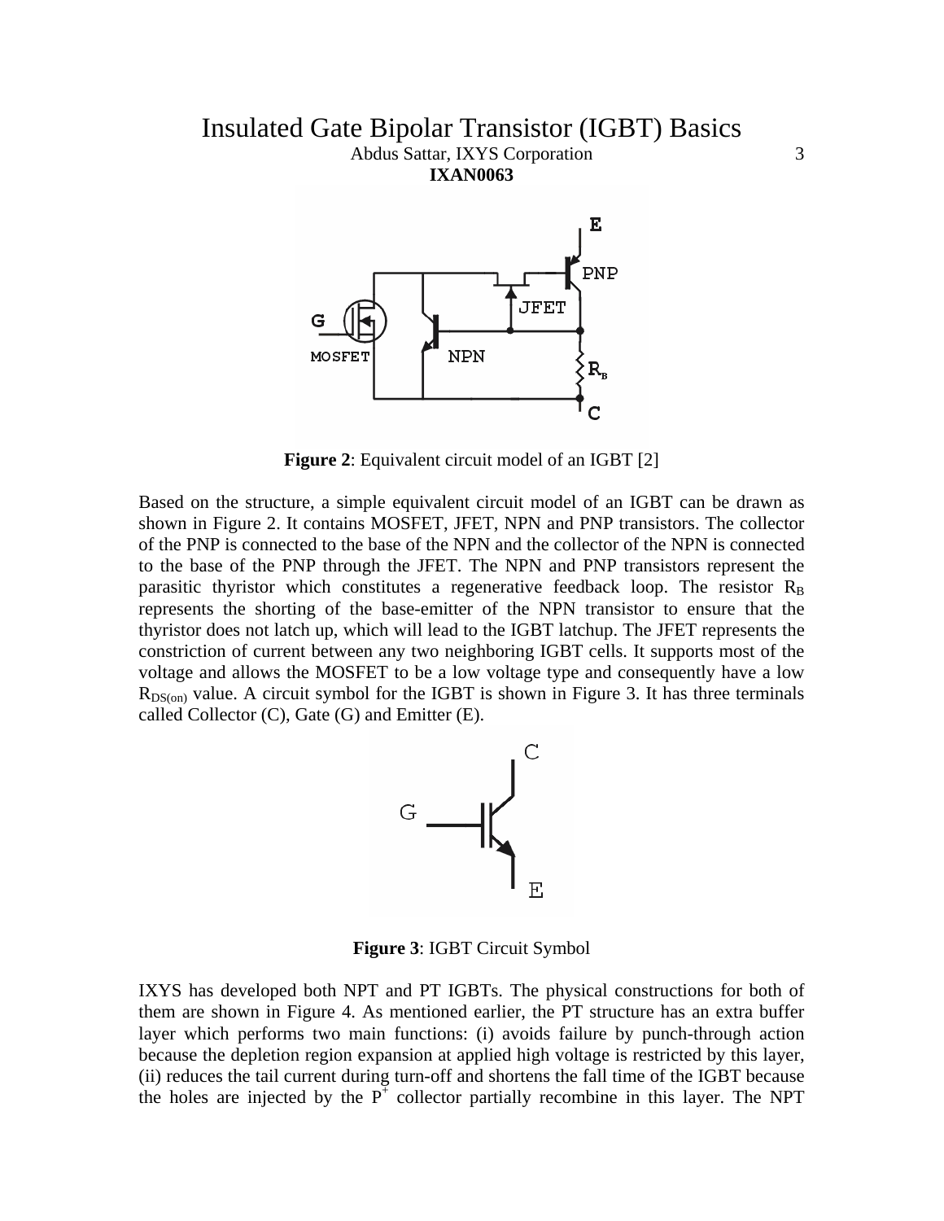**Figure 2**: Equivalent circuit model of an IGBT [2]

Based on the structure, a simple equivalent circuit model of an IGBT can be drawn as shown in Figure 2. It contains MOSFET, JFET, NPN and PNP transistors. The collector of the PNP is connected to the base of the NPN and the collector of the NPN is connected to the base of the PNP through the JFET. The NPN and PNP transistors represent the parasitic thyristor which constitutes a regenerative feedback loop. The resistor $R_B$ represents the shorting of the base-emitter of the NPN transistor to ensure that the thyristor does not latch up, which will lead to the IGBT latchup. The JFET represents the constriction of current between any two neighboring IGBT cells. It supports most of the voltage and allows the MOSFET to be a low voltage type and consequently have a low $R_{DS(on)}$ value. A circuit symbol for the IGBT is shown in Figure 3. It has three terminals called Collector (C), Gate (G) and Emitter (E).

**Figure 3**: IGBT Circuit Symbol

IXYS has developed both NPT and PT IGBTs. The physical constructions for both of them are shown in Figure 4. As mentioned earlier, the PT structure has an extra buffer layer which performs two main functions: (i) avoids failure by punch-through action because the depletion region expansion at applied high voltage is restricted by this layer, (ii) reduces the tail current during turn-off and shortens the fall time of the IGBT because the holes are injected by the $P^+$ collector partially recombine in this layer. The NPT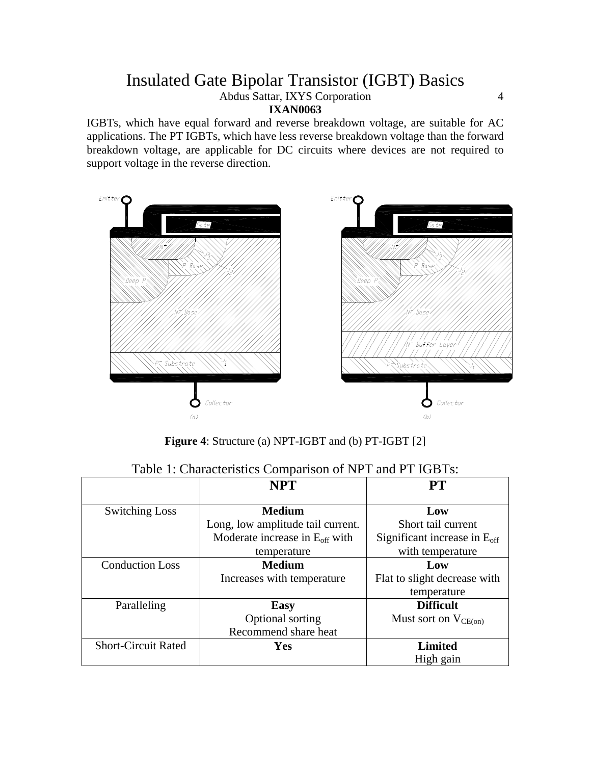IGBTs, which have equal forward and reverse breakdown voltage, are suitable for AC applications. The PT IGBTs, which have less reverse breakdown voltage than the forward breakdown voltage, are applicable for DC circuits where devices are not required to support voltage in the reverse direction.

**Figure 4**: Structure (a) NPT-IGBT and (b) PT-IGBT [2]

Table 1: Characteristics Comparison of NPT and PT IGBTs:

| | **NPT** | **PT** |
|---|---|---|
| Switching Loss | **Medium** Long, low amplitude tail current. Moderate increase in $E_{off}$ with temperature | **Low** Short tail current Significant increase in $E_{off}$ with temperature |
| Conduction Loss | **Medium** Increases with temperature | **Low** Flat to slight decrease with temperature |
| Paralleling | **Easy** Optional sorting Recommend share heat | **Difficult** Must sort on $V_{CE(on)}$ |
| Short-Circuit Rated | **Yes** | **Limited** High gain |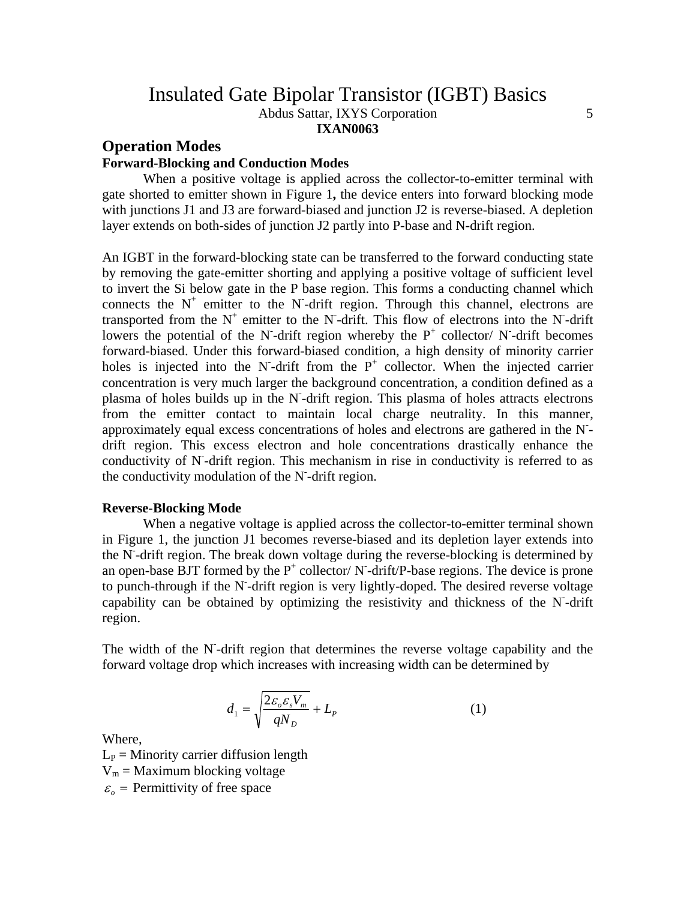## Operation Modes

### Forward-Blocking and Conduction Modes

When a positive voltage is applied across the collector-to-emitter terminal with gate shorted to emitter shown in Figure 1**,** the device enters into forward blocking mode with junctions J1 and J3 are forward-biased and junction J2 is reverse-biased. A depletion layer extends on both-sides of junction J2 partly into P-base and N-drift region.

An IGBT in the forward-blocking state can be transferred to the forward conducting state by removing the gate-emitter shorting and applying a positive voltage of sufficient level to invert the Si below gate in the P base region. This forms a conducting channel which connects the $N^+$ emitter to the $N^-$-drift region. Through this channel, electrons are transported from the $N^+$ emitter to the $N^-$-drift. This flow of electrons into the $N^-$-drift lowers the potential of the $N^-$-drift region whereby the $P^+$ collector/ $N^-$-drift becomes forward-biased. Under this forward-biased condition, a high density of minority carrier holes is injected into the $N^-$-drift from the $P^+$ collector. When the injected carrier concentration is very much larger the background concentration, a condition defined as a plasma of holes builds up in the $N^-$-drift region. This plasma of holes attracts electrons from the emitter contact to maintain local charge neutrality. In this manner, approximately equal excess concentrations of holes and electrons are gathered in the $N^-$-drift region. This excess electron and hole concentrations drastically enhance the conductivity of $N^-$-drift region. This mechanism in rise in conductivity is referred to as the conductivity modulation of the $N^-$-drift region.

### Reverse-Blocking Mode

When a negative voltage is applied across the collector-to-emitter terminal shown in Figure 1, the junction J1 becomes reverse-biased and its depletion layer extends into the $N^-$-drift region. The break down voltage during the reverse-blocking is determined by an open-base BJT formed by the $P^+$ collector/ $N^-$-drift/P-base regions. The device is prone to punch-through if the $N^-$-drift region is very lightly-doped. The desired reverse voltage capability can be obtained by optimizing the resistivity and thickness of the $N^-$-drift region.

The width of the $N^-$-drift region that determines the reverse voltage capability and the forward voltage drop which increases with increasing width can be determined by

$$d_1 = \sqrt{\frac{2\varepsilon_o \varepsilon_s V_m}{qN_D}} + L_P \qquad (1)$$

Where,

$L_P$ = Minority carrier diffusion length

$V_m$ = Maximum blocking voltage

$\varepsilon_o =$ Permittivity of free space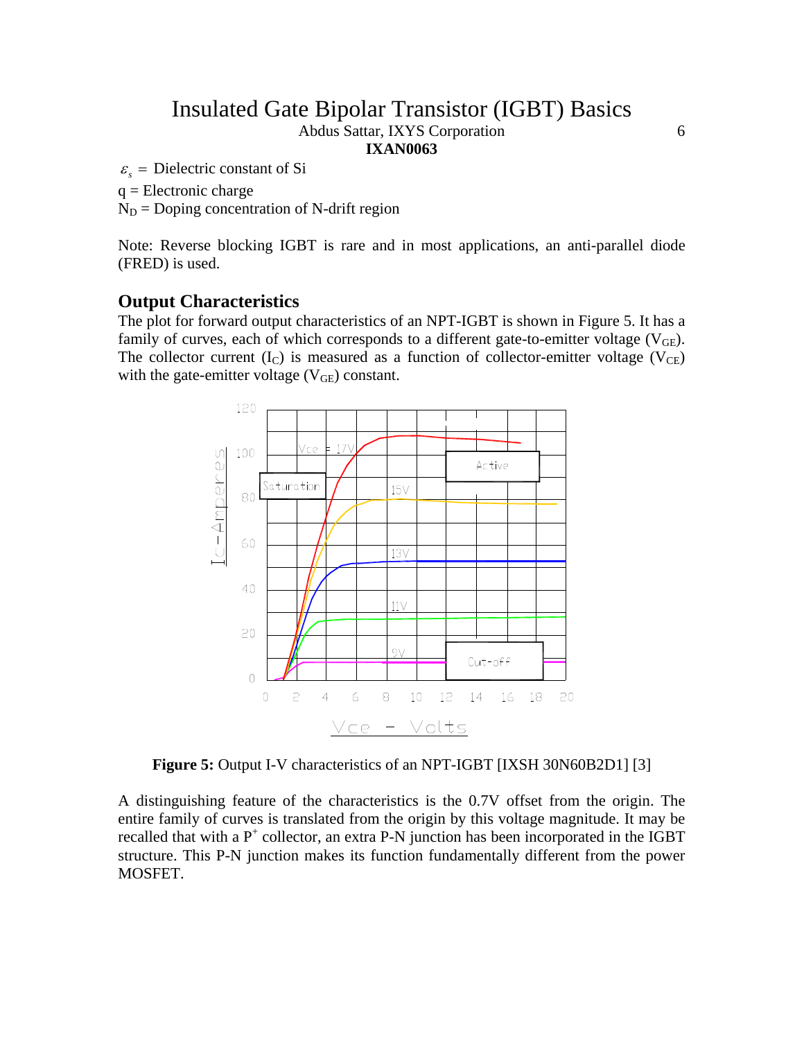$\varepsilon_s$ = Dielectric constant of Si

q = Electronic charge

$N_D$ = Doping concentration of N-drift region

Note: Reverse blocking IGBT is rare and in most applications, an anti-parallel diode (FRED) is used.

## Output Characteristics

The plot for forward output characteristics of an NPT-IGBT is shown in Figure 5. It has a family of curves, each of which corresponds to a different gate-to-emitter voltage ($V_{GE}$). The collector current ($I_C$) is measured as a function of collector-emitter voltage ($V_{CE}$) with the gate-emitter voltage ($V_{GE}$) constant.

**Figure 5:** Output I-V characteristics of an NPT-IGBT [IXSH 30N60B2D1] [3]

A distinguishing feature of the characteristics is the 0.7V offset from the origin. The entire family of curves is translated from the origin by this voltage magnitude. It may be recalled that with a $P^+$ collector, an extra P-N junction has been incorporated in the IGBT structure. This P-N junction makes its function fundamentally different from the power MOSFET.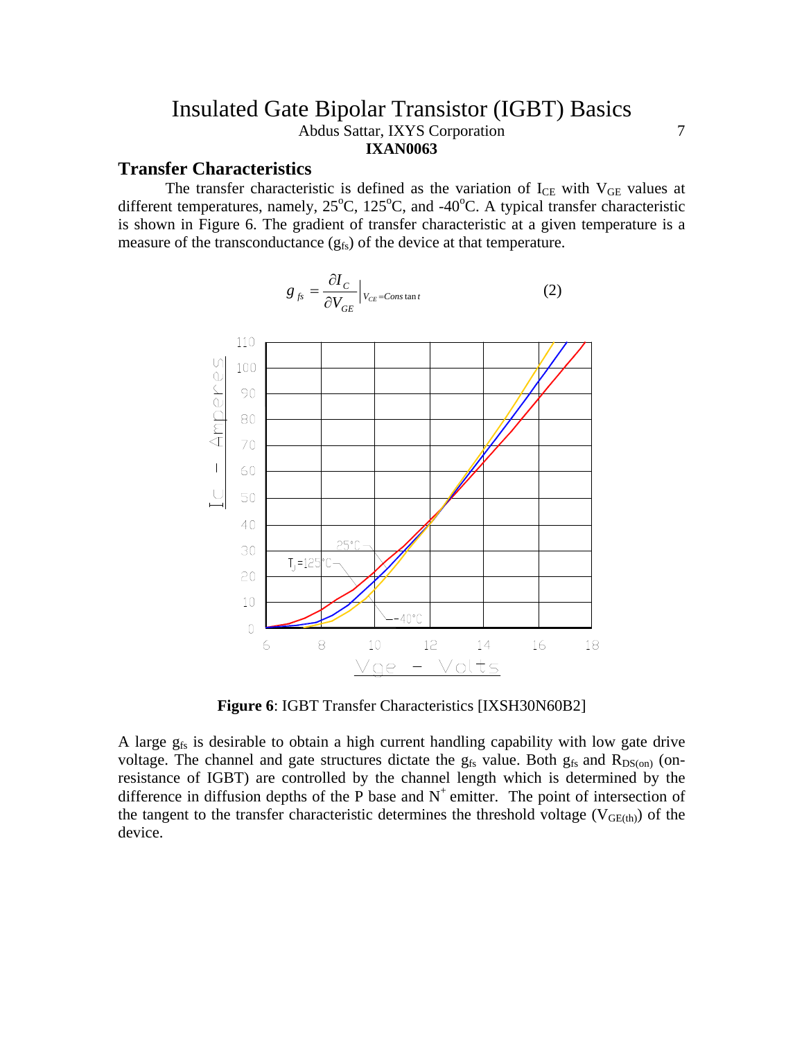## Transfer Characteristics

The transfer characteristic is defined as the variation of $I_{CE}$ with $V_{GE}$ values at different temperatures, namely, 25°C, 125°C, and -40°C. A typical transfer characteristic is shown in Figure 6. The gradient of transfer characteristic at a given temperature is a measure of the transconductance ($g_{fs}$) of the device at that temperature.

$$g_{fs} = \frac{\partial I_C}{\partial V_{GE}}\bigg|_{V_{CE}=Constant} \qquad (2)$$

**Figure 6**: IGBT Transfer Characteristics [IXSH30N60B2]

A large $g_{fs}$ is desirable to obtain a high current handling capability with low gate drive voltage. The channel and gate structures dictate the $g_{fs}$ value. Both $g_{fs}$ and $R_{DS(on)}$ (on-resistance of IGBT) are controlled by the channel length which is determined by the difference in diffusion depths of the P base and $N^+$ emitter. The point of intersection of the tangent to the transfer characteristic determines the threshold voltage ($V_{GE(th)}$) of the device.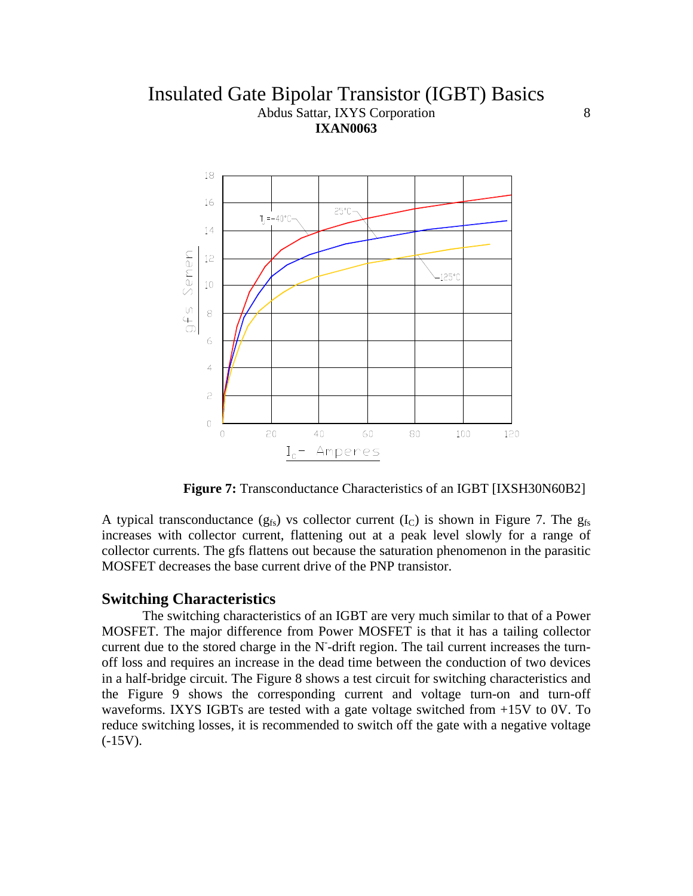**Figure 7:** Transconductance Characteristics of an IGBT [IXSH30N60B2]

A typical transconductance ($g_{fs}$) vs collector current ($I_C$) is shown in Figure 7. The $g_{fs}$ increases with collector current, flattening out at a peak level slowly for a range of collector currents. The gfs flattens out because the saturation phenomenon in the parasitic MOSFET decreases the base current drive of the PNP transistor.

## Switching Characteristics

The switching characteristics of an IGBT are very much similar to that of a Power MOSFET. The major difference from Power MOSFET is that it has a tailing collector current due to the stored charge in the $N^-$-drift region. The tail current increases the turn-off loss and requires an increase in the dead time between the conduction of two devices in a half-bridge circuit. The Figure 8 shows a test circuit for switching characteristics and the Figure 9 shows the corresponding current and voltage turn-on and turn-off waveforms. IXYS IGBTs are tested with a gate voltage switched from +15V to 0V. To reduce switching losses, it is recommended to switch off the gate with a negative voltage (-15V).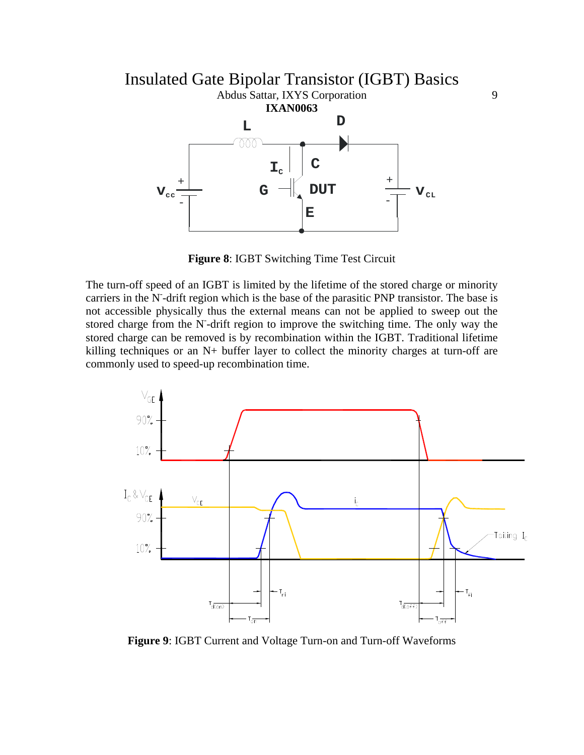**Figure 8**: IGBT Switching Time Test Circuit

The turn-off speed of an IGBT is limited by the lifetime of the stored charge or minority carriers in the $N^-$-drift region which is the base of the parasitic PNP transistor. The base is not accessible physically thus the external means can not be applied to sweep out the stored charge from the $N^-$-drift region to improve the switching time. The only way the stored charge can be removed is by recombination within the IGBT. Traditional lifetime killing techniques or an N+ buffer layer to collect the minority charges at turn-off are commonly used to speed-up recombination time.

**Figure 9**: IGBT Current and Voltage Turn-on and Turn-off Waveforms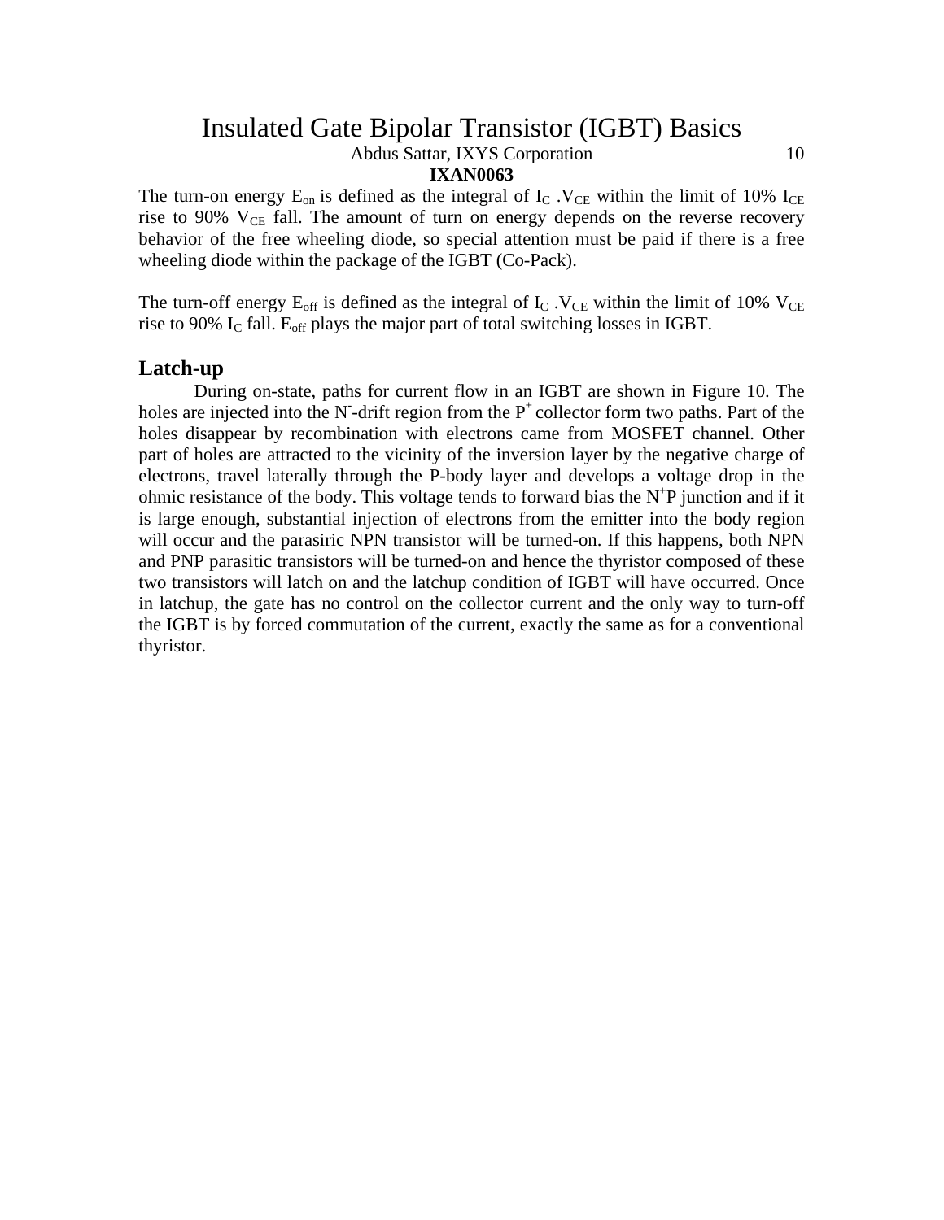The turn-on energy $E_{on}$ is defined as the integral of $I_C$ .$V_{CE}$ within the limit of 10% $I_{CE}$ rise to 90% $V_{CE}$ fall. The amount of turn on energy depends on the reverse recovery behavior of the free wheeling diode, so special attention must be paid if there is a free wheeling diode within the package of the IGBT (Co-Pack).

The turn-off energy $E_{off}$ is defined as the integral of $I_C$ .$V_{CE}$ within the limit of 10% $V_{CE}$ rise to 90% $I_C$ fall. $E_{off}$ plays the major part of total switching losses in IGBT.

## Latch-up

During on-state, paths for current flow in an IGBT are shown in Figure 10. The holes are injected into the $N^-$-drift region from the $P^+$ collector form two paths. Part of the holes disappear by recombination with electrons came from MOSFET channel. Other part of holes are attracted to the vicinity of the inversion layer by the negative charge of electrons, travel laterally through the P-body layer and develops a voltage drop in the ohmic resistance of the body. This voltage tends to forward bias the $N^+$P junction and if it is large enough, substantial injection of electrons from the emitter into the body region will occur and the parasiric NPN transistor will be turned-on. If this happens, both NPN and PNP parasitic transistors will be turned-on and hence the thyristor composed of these two transistors will latch on and the latchup condition of IGBT will have occurred. Once in latchup, the gate has no control on the collector current and the only way to turn-off the IGBT is by forced commutation of the current, exactly the same as for a conventional thyristor.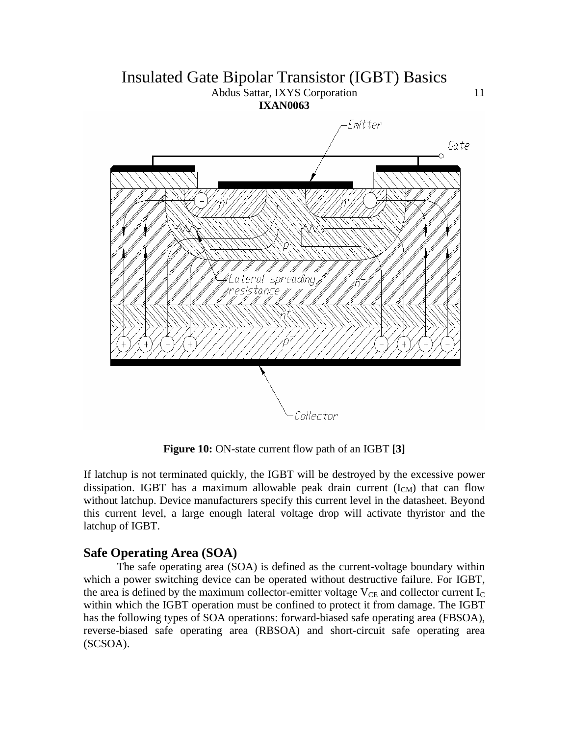**Figure 10:** ON-state current flow path of an IGBT **[3]**

If latchup is not terminated quickly, the IGBT will be destroyed by the excessive power dissipation. IGBT has a maximum allowable peak drain current ($I_{CM}$) that can flow without latchup. Device manufacturers specify this current level in the datasheet. Beyond this current level, a large enough lateral voltage drop will activate thyristor and the latchup of IGBT.

## Safe Operating Area (SOA)

The safe operating area (SOA) is defined as the current-voltage boundary within which a power switching device can be operated without destructive failure. For IGBT, the area is defined by the maximum collector-emitter voltage $V_{CE}$ and collector current $I_C$ within which the IGBT operation must be confined to protect it from damage. The IGBT has the following types of SOA operations: forward-biased safe operating area (FBSOA), reverse-biased safe operating area (RBSOA) and short-circuit safe operating area (SCSOA).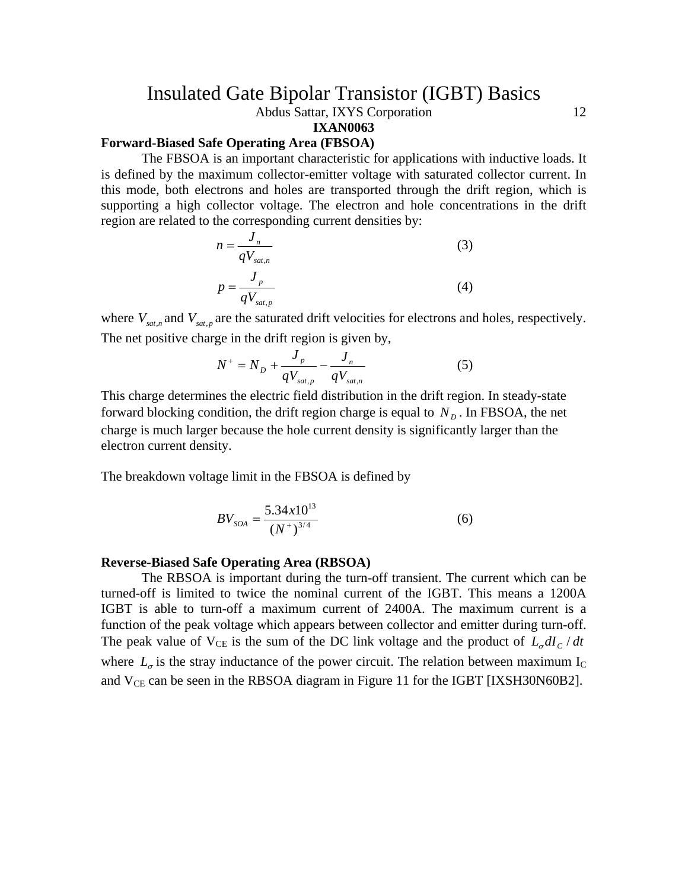### Forward-Biased Safe Operating Area (FBSOA)

The FBSOA is an important characteristic for applications with inductive loads. It is defined by the maximum collector-emitter voltage with saturated collector current. In this mode, both electrons and holes are transported through the drift region, which is supporting a high collector voltage. The electron and hole concentrations in the drift region are related to the corresponding current densities by:

$$n = \frac{J_n}{qV_{sat,n}} \tag{3}$$

$$p = \frac{J_p}{qV_{sat,p}} \tag{4}$$

where $V_{sat,n}$ and $V_{sat,p}$ are the saturated drift velocities for electrons and holes, respectively. The net positive charge in the drift region is given by,

$$N^+ = N_D + \frac{J_p}{qV_{sat,p}} - \frac{J_n}{qV_{sat,n}} \tag{5}$$

This charge determines the electric field distribution in the drift region. In steady-state forward blocking condition, the drift region charge is equal to $N_D$. In FBSOA, the net charge is much larger because the hole current density is significantly larger than the electron current density.

The breakdown voltage limit in the FBSOA is defined by

$$BV_{SOA} = \frac{5.34x10^{13}}{(N^+)^{3/4}} \tag{6}$$

### Reverse-Biased Safe Operating Area (RBSOA)

The RBSOA is important during the turn-off transient. The current which can be turned-off is limited to twice the nominal current of the IGBT. This means a 1200A IGBT is able to turn-off a maximum current of 2400A. The maximum current is a function of the peak voltage which appears between collector and emitter during turn-off. The peak value of $V_{CE}$ is the sum of the DC link voltage and the product of $L_\sigma dI_C / dt$ where $L_\sigma$ is the stray inductance of the power circuit. The relation between maximum $I_C$ and $V_{CE}$ can be seen in the RBSOA diagram in Figure 11 for the IGBT [IXSH30N60B2].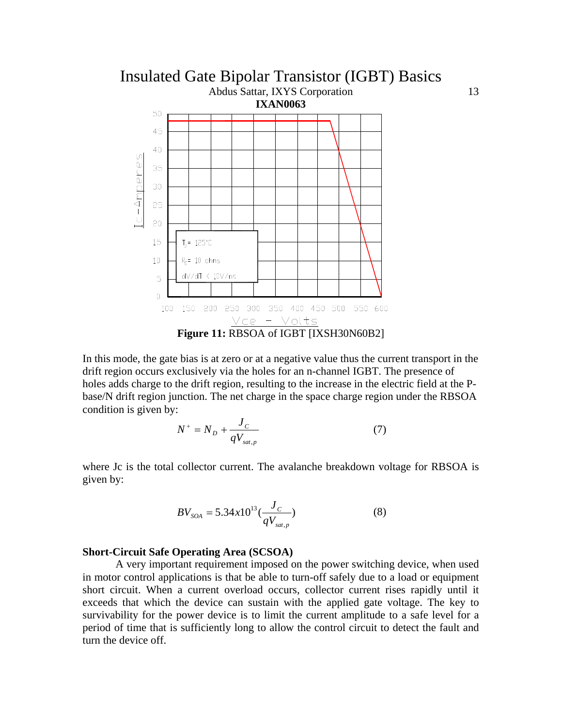Figure 11: RBSOA of IGBT [IXSH30N60B2]

In this mode, the gate bias is at zero or at a negative value thus the current transport in the drift region occurs exclusively via the holes for an n-channel IGBT. The presence of holes adds charge to the drift region, resulting to the increase in the electric field at the P-base/N drift region junction. The net charge in the space charge region under the RBSOA condition is given by:

$$N^{+} = N_D + \frac{J_C}{qV_{sat,p}} \qquad (7)$$

where Jc is the total collector current. The avalanche breakdown voltage for RBSOA is given by:

$$BV_{SOA} = 5.34x10^{13}(\frac{J_C}{qV_{sat,p}}) \qquad (8)$$

**Short-Circuit Safe Operating Area (SCSOA)**

A very important requirement imposed on the power switching device, when used in motor control applications is that be able to turn-off safely due to a load or equipment short circuit. When a current overload occurs, collector current rises rapidly until it exceeds that which the device can sustain with the applied gate voltage. The key to survivability for the power device is to limit the current amplitude to a safe level for a period of time that is sufficiently long to allow the control circuit to detect the fault and turn the device off.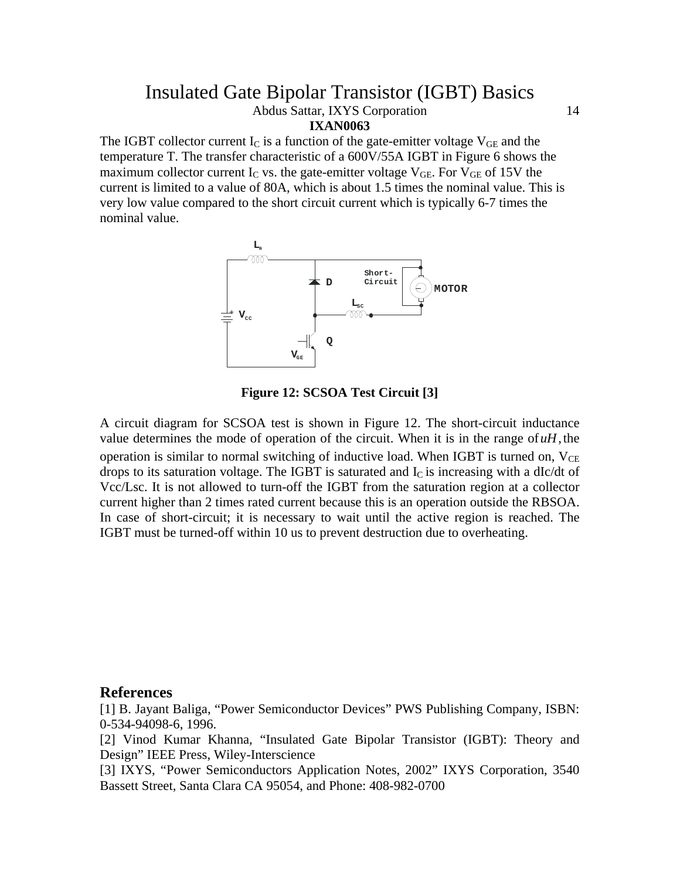The IGBT collector current $I_C$ is a function of the gate-emitter voltage $V_{GE}$ and the temperature T. The transfer characteristic of a 600V/55A IGBT in Figure 6 shows the maximum collector current $I_C$ vs. the gate-emitter voltage $V_{GE}$. For $V_{GE}$ of 15V the current is limited to a value of 80A, which is about 1.5 times the nominal value. This is very low value compared to the short circuit current which is typically 6-7 times the nominal value.

**Figure 12: SCSOA Test Circuit [3]**

A circuit diagram for SCSOA test is shown in Figure 12. The short-circuit inductance value determines the mode of operation of the circuit. When it is in the range of $uH$, the operation is similar to normal switching of inductive load. When IGBT is turned on, $V_{CE}$ drops to its saturation voltage. The IGBT is saturated and $I_C$ is increasing with a dIc/dt of Vcc/Lsc. It is not allowed to turn-off the IGBT from the saturation region at a collector current higher than 2 times rated current because this is an operation outside the RBSOA. In case of short-circuit; it is necessary to wait until the active region is reached. The IGBT must be turned-off within 10 us to prevent destruction due to overheating.

## References

[1] B. Jayant Baliga, "Power Semiconductor Devices" PWS Publishing Company, ISBN: 0-534-94098-6, 1996.

[2] Vinod Kumar Khanna, "Insulated Gate Bipolar Transistor (IGBT): Theory and Design" IEEE Press, Wiley-Interscience

[3] IXYS, "Power Semiconductors Application Notes, 2002" IXYS Corporation, 3540 Bassett Street, Santa Clara CA 95054, and Phone: 408-982-0700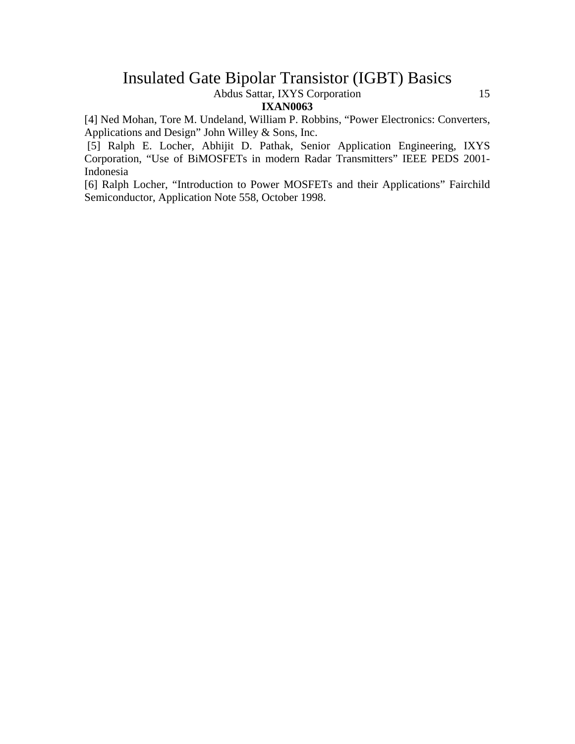[4] Ned Mohan, Tore M. Undeland, William P. Robbins, “Power Electronics: Converters, Applications and Design” John Willey & Sons, Inc.

[5] Ralph E. Locher, Abhijit D. Pathak, Senior Application Engineering, IXYS Corporation, “Use of BiMOSFETs in modern Radar Transmitters” IEEE PEDS 2001-Indonesia

[6] Ralph Locher, “Introduction to Power MOSFETs and their Applications” Fairchild Semiconductor, Application Note 558, October 1998.